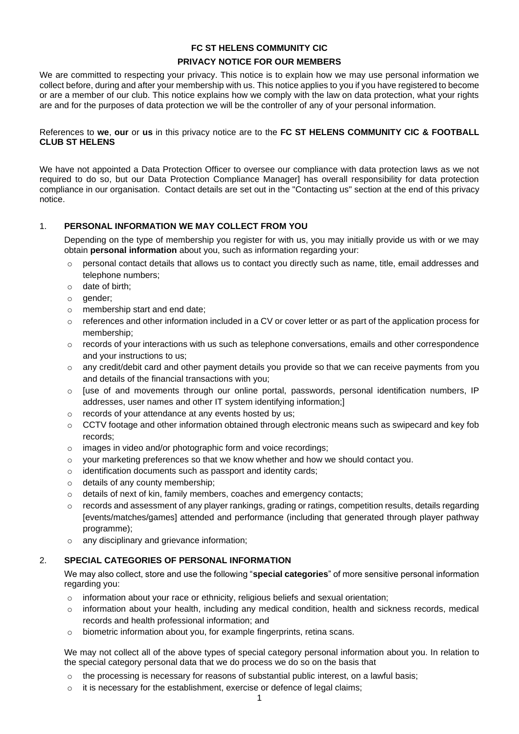**FC ST HELENS COMMUNITY CIC**

**PRIVACY NOTICE FOR OUR MEMBERS**

We are committed to respecting your privacy. This notice is to explain how we may use personal information we collect before, during and after your membership with us. This notice applies to you if you have registered to become or are a member of our club. This notice explains how we comply with the law on data protection, what your rights are and for the purposes of data protection we will be the controller of any of your personal information.

References to **we**, **our** or **us** in this privacy notice are to the **FC ST HELENS COMMUNITY CIC & FOOTBALL CLUB ST HELENS**

We have not appointed a Data Protection Officer to oversee our compliance with data protection laws as we not required to do so, but our Data Protection Compliance Manager] has overall responsibility for data protection compliance in our organisation. Contact details are set out in the "Contacting us" section at the end of this privacy notice.

## 1. PERSONAL INFORMATION WE MAY COLLECT FROM YOU

Depending on the type of membership you register for with us, you may initially provide us with or we may obtain **personal information** about you, such as information regarding your:

- personal contact details that allows us to contact you directly such as name, title, email addresses and telephone numbers;
- date of birth;
- gender;
- membership start and end date;
- references and other information included in a CV or cover letter or as part of the application process for membership;
- records of your interactions with us such as telephone conversations, emails and other correspondence and your instructions to us;
- any credit/debit card and other payment details you provide so that we can receive payments from you and details of the financial transactions with you;
- [use of and movements through our online portal, passwords, personal identification numbers, IP addresses, user names and other IT system identifying information;]
- records of your attendance at any events hosted by us;
- CCTV footage and other information obtained through electronic means such as swipecard and key fob records;
- images in video and/or photographic form and voice recordings;
- your marketing preferences so that we know whether and how we should contact you.
- identification documents such as passport and identity cards;
- details of any county membership;
- details of next of kin, family members, coaches and emergency contacts;
- records and assessment of any player rankings, grading or ratings, competition results, details regarding [events/matches/games] attended and performance (including that generated through player pathway programme);
- any disciplinary and grievance information;

## 2. SPECIAL CATEGORIES OF PERSONAL INFORMATION

We may also collect, store and use the following "**special categories**" of more sensitive personal information regarding you:

- information about your race or ethnicity, religious beliefs and sexual orientation;
- information about your health, including any medical condition, health and sickness records, medical records and health professional information; and
- biometric information about you, for example fingerprints, retina scans.

We may not collect all of the above types of special category personal information about you. In relation to the special category personal data that we do process we do so on the basis that

- the processing is necessary for reasons of substantial public interest, on a lawful basis;
- it is necessary for the establishment, exercise or defence of legal claims;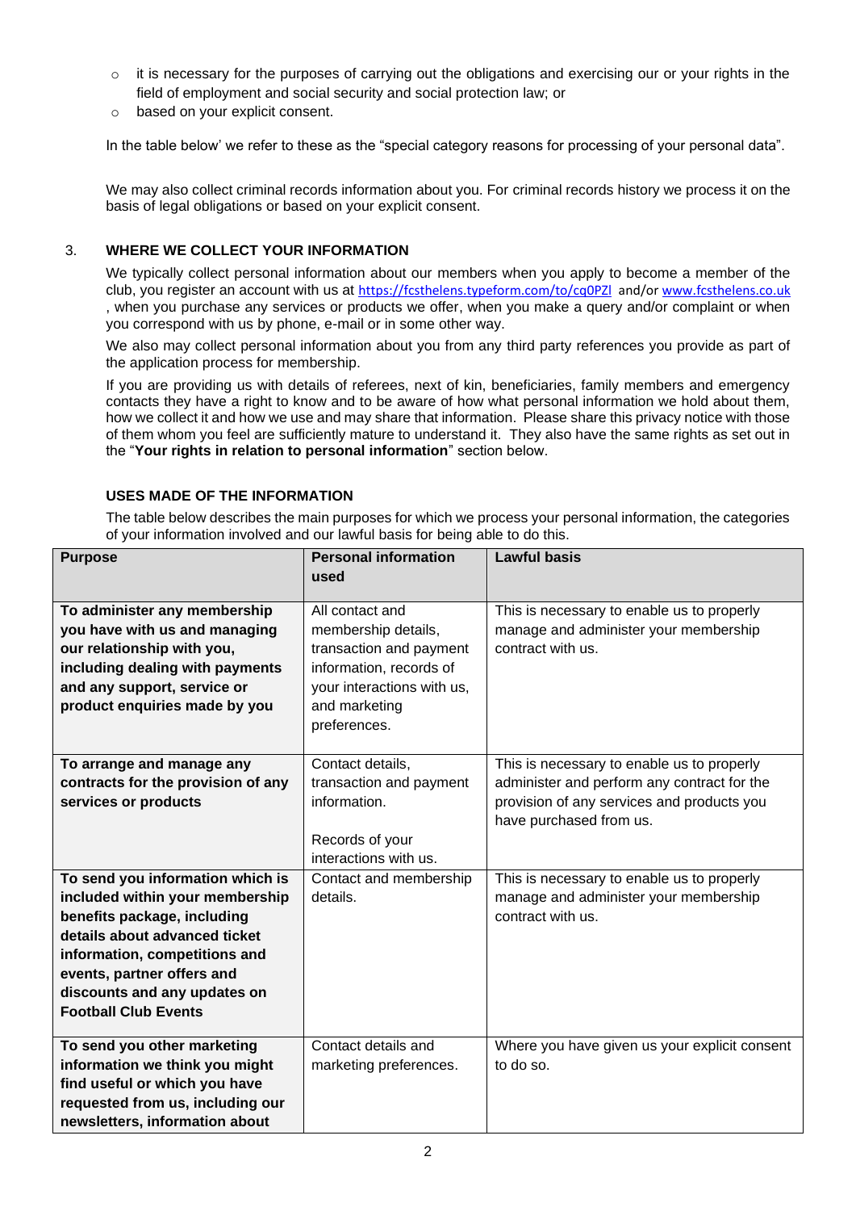- it is necessary for the purposes of carrying out the obligations and exercising our or your rights in the field of employment and social security and social protection law; or
- based on your explicit consent.

In the table below' we refer to these as the "special category reasons for processing of your personal data".

We may also collect criminal records information about you. For criminal records history we process it on the basis of legal obligations or based on your explicit consent.

## 3. WHERE WE COLLECT YOUR INFORMATION

We typically collect personal information about our members when you apply to become a member of the club, you register an account with us at https://fcsthelens.typeform.com/to/cq0PZl and/or www.fcsthelens.co.uk , when you purchase any services or products we offer, when you make a query and/or complaint or when you correspond with us by phone, e-mail or in some other way.

We also may collect personal information about you from any third party references you provide as part of the application process for membership.

If you are providing us with details of referees, next of kin, beneficiaries, family members and emergency contacts they have a right to know and to be aware of how what personal information we hold about them, how we collect it and how we use and may share that information. Please share this privacy notice with those of them whom you feel are sufficiently mature to understand it. They also have the same rights as set out in the "**Your rights in relation to personal information**" section below.

### USES MADE OF THE INFORMATION

The table below describes the main purposes for which we process your personal information, the categories of your information involved and our lawful basis for being able to do this.

| Purpose | Personal information used | Lawful basis |
|---|---|---|
| **To administer any membership you have with us and managing our relationship with you, including dealing with payments and any support, service or product enquiries made by you** | All contact and membership details, transaction and payment information, records of your interactions with us, and marketing preferences. | This is necessary to enable us to properly manage and administer your membership contract with us. |
| **To arrange and manage any contracts for the provision of any services or products** | Contact details, transaction and payment information.<br><br>Records of your interactions with us. | This is necessary to enable us to properly administer and perform any contract for the provision of any services and products you have purchased from us. |
| **To send you information which is included within your membership benefits package, including details about advanced ticket information, competitions and events, partner offers and discounts and any updates on Football Club Events** | Contact and membership details. | This is necessary to enable us to properly manage and administer your membership contract with us. |
| **To send you other marketing information we think you might find useful or which you have requested from us, including our newsletters, information about** | Contact details and marketing preferences. | Where you have given us your explicit consent to do so. |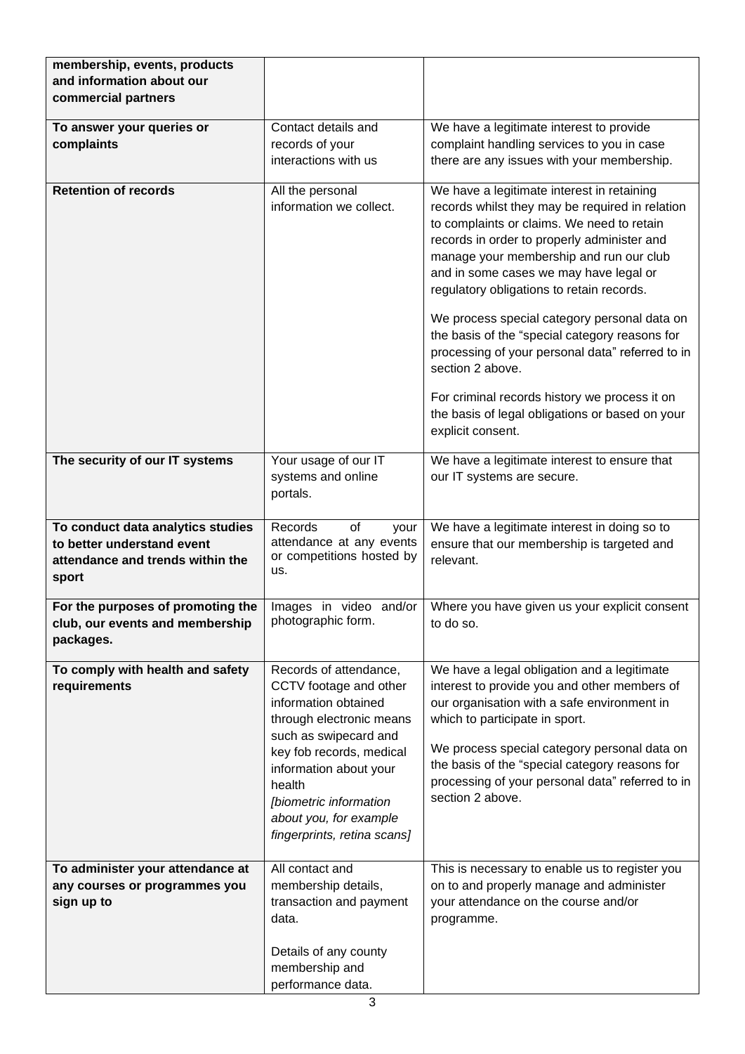| **membership, events, products and information about our commercial partners** | | |
|---|---|---|
| **To answer your queries or complaints** | Contact details and records of your interactions with us | We have a legitimate interest to provide complaint handling services to you in case there are any issues with your membership. |
| **Retention of records** | All the personal information we collect. | We have a legitimate interest in retaining records whilst they may be required in relation to complaints or claims. We need to retain records in order to properly administer and manage your membership and run our club and in some cases we may have legal or regulatory obligations to retain records.<br><br>We process special category personal data on the basis of the "special category reasons for processing of your personal data" referred to in section 2 above.<br><br>For criminal records history we process it on the basis of legal obligations or based on your explicit consent. |
| **The security of our IT systems** | Your usage of our IT systems and online portals. | We have a legitimate interest to ensure that our IT systems are secure. |
| **To conduct data analytics studies to better understand event attendance and trends within the sport** | Records of your attendance at any events or competitions hosted by us. | We have a legitimate interest in doing so to ensure that our membership is targeted and relevant. |
| **For the purposes of promoting the club, our events and membership packages.** | Images in video and/or photographic form. | Where you have given us your explicit consent to do so. |
| **To comply with health and safety requirements** | Records of attendance, CCTV footage and other information obtained through electronic means such as swipecard and key fob records, medical information about your health *[biometric information about you, for example fingerprints, retina scans]* | We have a legal obligation and a legitimate interest to provide you and other members of our organisation with a safe environment in which to participate in sport.<br><br>We process special category personal data on the basis of the "special category reasons for processing of your personal data" referred to in section 2 above. |
| **To administer your attendance at any courses or programmes you sign up to** | All contact and membership details, transaction and payment data.<br><br>Details of any county membership and performance data. | This is necessary to enable us to register you on to and properly manage and administer your attendance on the course and/or programme. |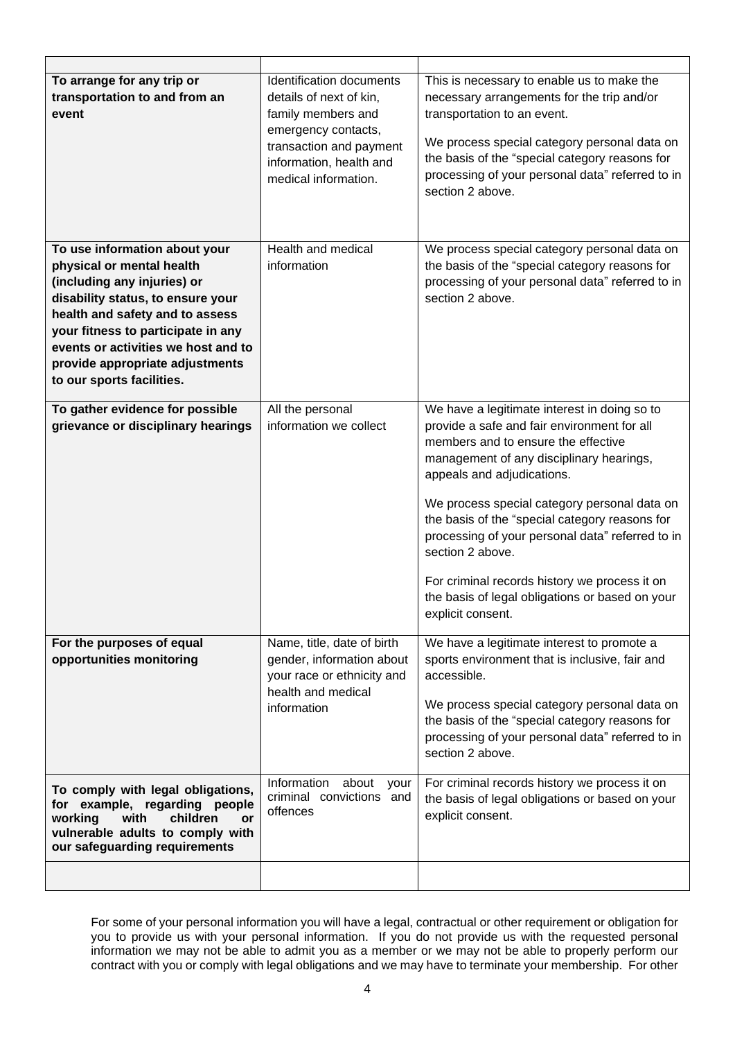| | | |
|---|---|---|
| **To arrange for any trip or transportation to and from an event** | Identification documents details of next of kin, family members and emergency contacts, transaction and payment information, health and medical information. | This is necessary to enable us to make the necessary arrangements for the trip and/or transportation to an event.<br><br>We process special category personal data on the basis of the "special category reasons for processing of your personal data" referred to in section 2 above. |
| **To use information about your physical or mental health (including any injuries) or disability status, to ensure your health and safety and to assess your fitness to participate in any events or activities we host and to provide appropriate adjustments to our sports facilities.** | Health and medical information | We process special category personal data on the basis of the "special category reasons for processing of your personal data" referred to in section 2 above. |
| **To gather evidence for possible grievance or disciplinary hearings** | All the personal information we collect | We have a legitimate interest in doing so to provide a safe and fair environment for all members and to ensure the effective management of any disciplinary hearings, appeals and adjudications.<br><br>We process special category personal data on the basis of the "special category reasons for processing of your personal data" referred to in section 2 above.<br><br>For criminal records history we process it on the basis of legal obligations or based on your explicit consent. |
| **For the purposes of equal opportunities monitoring** | Name, title, date of birth gender, information about your race or ethnicity and health and medical information | We have a legitimate interest to promote a sports environment that is inclusive, fair and accessible.<br><br>We process special category personal data on the basis of the "special category reasons for processing of your personal data" referred to in section 2 above. |
| **To comply with legal obligations, for example, regarding people working with children or vulnerable adults to comply with our safeguarding requirements** | Information about your criminal convictions and offences | For criminal records history we process it on the basis of legal obligations or based on your explicit consent. |
| | | |

For some of your personal information you will have a legal, contractual or other requirement or obligation for you to provide us with your personal information. If you do not provide us with the requested personal information we may not be able to admit you as a member or we may not be able to properly perform our contract with you or comply with legal obligations and we may have to terminate your membership. For other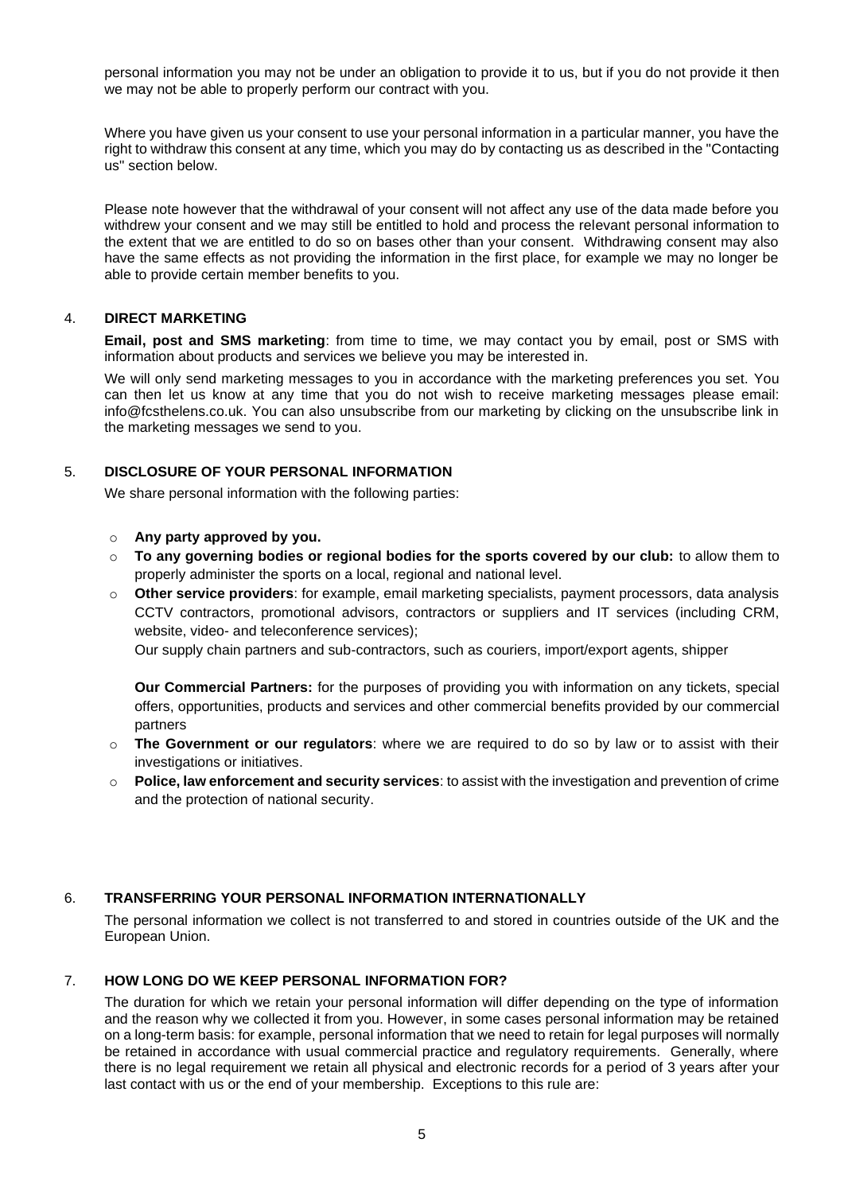personal information you may not be under an obligation to provide it to us, but if you do not provide it then we may not be able to properly perform our contract with you.

Where you have given us your consent to use your personal information in a particular manner, you have the right to withdraw this consent at any time, which you may do by contacting us as described in the "Contacting us" section below.

Please note however that the withdrawal of your consent will not affect any use of the data made before you withdrew your consent and we may still be entitled to hold and process the relevant personal information to the extent that we are entitled to do so on bases other than your consent. Withdrawing consent may also have the same effects as not providing the information in the first place, for example we may no longer be able to provide certain member benefits to you.

## 4. DIRECT MARKETING

**Email, post and SMS marketing**: from time to time, we may contact you by email, post or SMS with information about products and services we believe you may be interested in.

We will only send marketing messages to you in accordance with the marketing preferences you set. You can then let us know at any time that you do not wish to receive marketing messages please email: info@fcsthelens.co.uk. You can also unsubscribe from our marketing by clicking on the unsubscribe link in the marketing messages we send to you.

## 5. DISCLOSURE OF YOUR PERSONAL INFORMATION

We share personal information with the following parties:

- **Any party approved by you.**
- **To any governing bodies or regional bodies for the sports covered by our club:** to allow them to properly administer the sports on a local, regional and national level.
- **Other service providers**: for example, email marketing specialists, payment processors, data analysis CCTV contractors, promotional advisors, contractors or suppliers and IT services (including CRM, website, video- and teleconference services);

  Our supply chain partners and sub-contractors, such as couriers, import/export agents, shipper

  **Our Commercial Partners:** for the purposes of providing you with information on any tickets, special offers, opportunities, products and services and other commercial benefits provided by our commercial partners
- **The Government or our regulators**: where we are required to do so by law or to assist with their investigations or initiatives.
- **Police, law enforcement and security services**: to assist with the investigation and prevention of crime and the protection of national security.

## 6. TRANSFERRING YOUR PERSONAL INFORMATION INTERNATIONALLY

The personal information we collect is not transferred to and stored in countries outside of the UK and the European Union.

## 7. HOW LONG DO WE KEEP PERSONAL INFORMATION FOR?

The duration for which we retain your personal information will differ depending on the type of information and the reason why we collected it from you. However, in some cases personal information may be retained on a long-term basis: for example, personal information that we need to retain for legal purposes will normally be retained in accordance with usual commercial practice and regulatory requirements. Generally, where there is no legal requirement we retain all physical and electronic records for a period of 3 years after your last contact with us or the end of your membership. Exceptions to this rule are: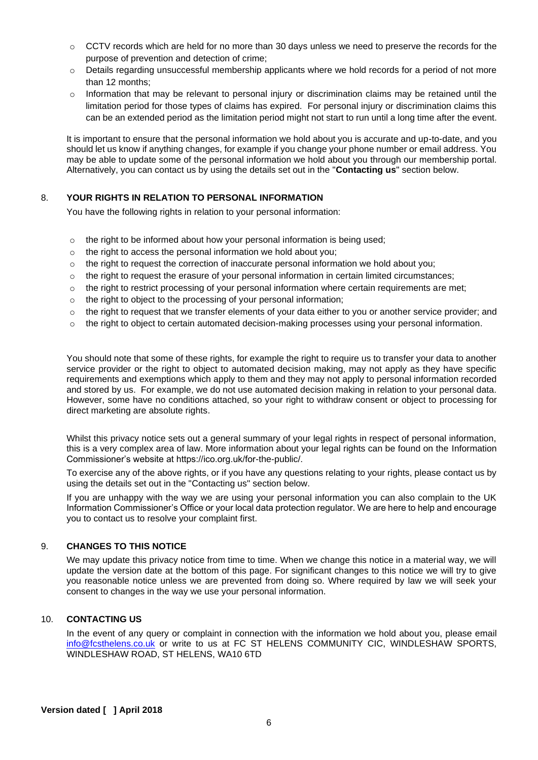- CCTV records which are held for no more than 30 days unless we need to preserve the records for the purpose of prevention and detection of crime;
- Details regarding unsuccessful membership applicants where we hold records for a period of not more than 12 months;
- Information that may be relevant to personal injury or discrimination claims may be retained until the limitation period for those types of claims has expired. For personal injury or discrimination claims this can be an extended period as the limitation period might not start to run until a long time after the event.

It is important to ensure that the personal information we hold about you is accurate and up-to-date, and you should let us know if anything changes, for example if you change your phone number or email address. You may be able to update some of the personal information we hold about you through our membership portal. Alternatively, you can contact us by using the details set out in the "**Contacting us**" section below.

## 8. YOUR RIGHTS IN RELATION TO PERSONAL INFORMATION

You have the following rights in relation to your personal information:

- the right to be informed about how your personal information is being used;
- the right to access the personal information we hold about you;
- the right to request the correction of inaccurate personal information we hold about you;
- the right to request the erasure of your personal information in certain limited circumstances;
- the right to restrict processing of your personal information where certain requirements are met;
- the right to object to the processing of your personal information;
- the right to request that we transfer elements of your data either to you or another service provider; and
- the right to object to certain automated decision-making processes using your personal information.

You should note that some of these rights, for example the right to require us to transfer your data to another service provider or the right to object to automated decision making, may not apply as they have specific requirements and exemptions which apply to them and they may not apply to personal information recorded and stored by us. For example, we do not use automated decision making in relation to your personal data. However, some have no conditions attached, so your right to withdraw consent or object to processing for direct marketing are absolute rights.

Whilst this privacy notice sets out a general summary of your legal rights in respect of personal information, this is a very complex area of law. More information about your legal rights can be found on the Information Commissioner's website at https://ico.org.uk/for-the-public/.

To exercise any of the above rights, or if you have any questions relating to your rights, please contact us by using the details set out in the "Contacting us" section below.

If you are unhappy with the way we are using your personal information you can also complain to the UK Information Commissioner's Office or your local data protection regulator. We are here to help and encourage you to contact us to resolve your complaint first.

## 9. CHANGES TO THIS NOTICE

We may update this privacy notice from time to time. When we change this notice in a material way, we will update the version date at the bottom of this page. For significant changes to this notice we will try to give you reasonable notice unless we are prevented from doing so. Where required by law we will seek your consent to changes in the way we use your personal information.

## 10. CONTACTING US

In the event of any query or complaint in connection with the information we hold about you, please email info@fcsthelens.co.uk or write to us at FC ST HELENS COMMUNITY CIC, WINDLESHAW SPORTS, WINDLESHAW ROAD, ST HELENS, WA10 6TD

**Version dated [ ] April 2018**